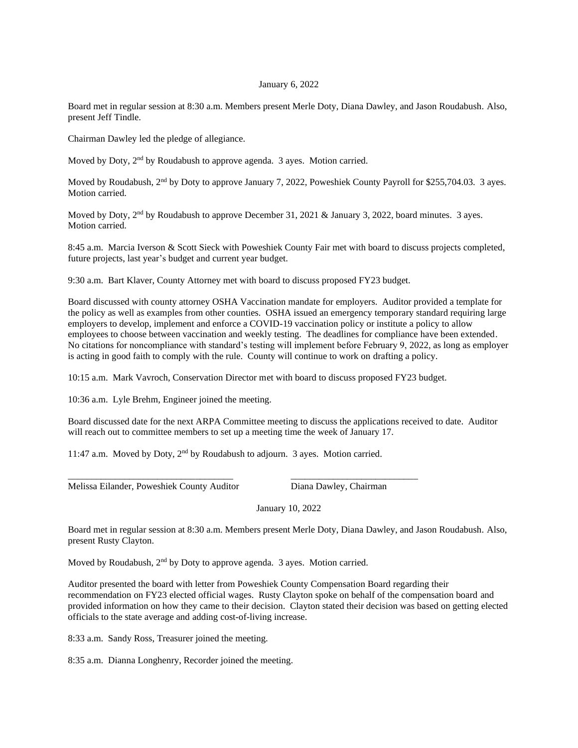January 6, 2022

Board met in regular session at 8:30 a.m. Members present Merle Doty, Diana Dawley, and Jason Roudabush. Also, present Jeff Tindle.

Chairman Dawley led the pledge of allegiance.

Moved by Doty, 2nd by Roudabush to approve agenda. 3 ayes. Motion carried.

Moved by Roudabush, 2nd by Doty to approve January 7, 2022, Poweshiek County Payroll for $255,704.03. 3 ayes. Motion carried.

Moved by Doty, 2nd by Roudabush to approve December 31, 2021 & January 3, 2022, board minutes. 3 ayes. Motion carried.

8:45 a.m. Marcia Iverson & Scott Sieck with Poweshiek County Fair met with board to discuss projects completed, future projects, last year's budget and current year budget.

9:30 a.m. Bart Klaver, County Attorney met with board to discuss proposed FY23 budget.

Board discussed with county attorney OSHA Vaccination mandate for employers. Auditor provided a template for the policy as well as examples from other counties. OSHA issued an emergency temporary standard requiring large employers to develop, implement and enforce a COVID-19 vaccination policy or institute a policy to allow employees to choose between vaccination and weekly testing. The deadlines for compliance have been extended. No citations for noncompliance with standard's testing will implement before February 9, 2022, as long as employer is acting in good faith to comply with the rule. County will continue to work on drafting a policy.

10:15 a.m. Mark Vavroch, Conservation Director met with board to discuss proposed FY23 budget.

10:36 a.m. Lyle Brehm, Engineer joined the meeting.

Board discussed date for the next ARPA Committee meeting to discuss the applications received to date. Auditor will reach out to committee members to set up a meeting time the week of January 17.

11:47 a.m. Moved by Doty, 2nd by Roudabush to adjourn. 3 ayes. Motion carried.

\_\_\_\_\_\_\_\_\_\_\_\_\_\_\_\_\_\_\_\_\_\_\_\_\_\_\_\_\_\_\_\_\_\_\_ \_\_\_\_\_\_\_\_\_\_\_\_\_\_\_\_\_\_\_\_\_\_\_\_\_\_\_

Melissa Eilander, Poweshiek County Auditor Diana Dawley, Chairman

January 10, 2022

Board met in regular session at 8:30 a.m. Members present Merle Doty, Diana Dawley, and Jason Roudabush. Also, present Rusty Clayton.

Moved by Roudabush, 2nd by Doty to approve agenda. 3 ayes. Motion carried.

Auditor presented the board with letter from Poweshiek County Compensation Board regarding their recommendation on FY23 elected official wages. Rusty Clayton spoke on behalf of the compensation board and provided information on how they came to their decision. Clayton stated their decision was based on getting elected officials to the state average and adding cost-of-living increase.

8:33 a.m. Sandy Ross, Treasurer joined the meeting.

8:35 a.m. Dianna Longhenry, Recorder joined the meeting.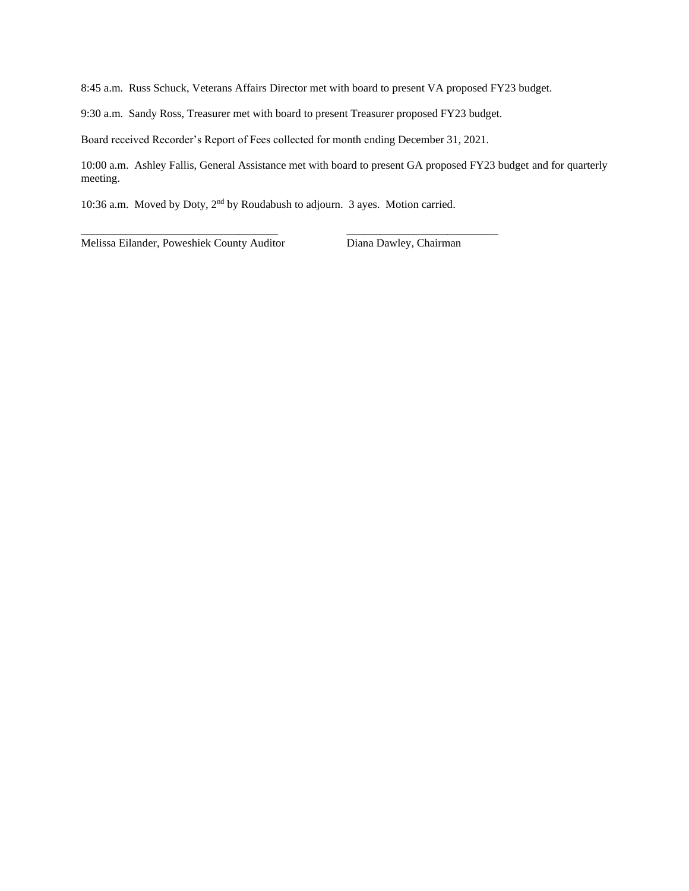8:45 a.m.  Russ Schuck, Veterans Affairs Director met with board to present VA proposed FY23 budget.

9:30 a.m.  Sandy Ross, Treasurer met with board to present Treasurer proposed FY23 budget.

Board received Recorder's Report of Fees collected for month ending December 31, 2021.

10:00 a.m.  Ashley Fallis, General Assistance met with board to present GA proposed FY23 budget and for quarterly meeting.

10:36 a.m.  Moved by Doty, 2nd by Roudabush to adjourn.  3 ayes.  Motion carried.

___________________________________ ___________________________

Melissa Eilander, Poweshiek County Auditor Diana Dawley, Chairman